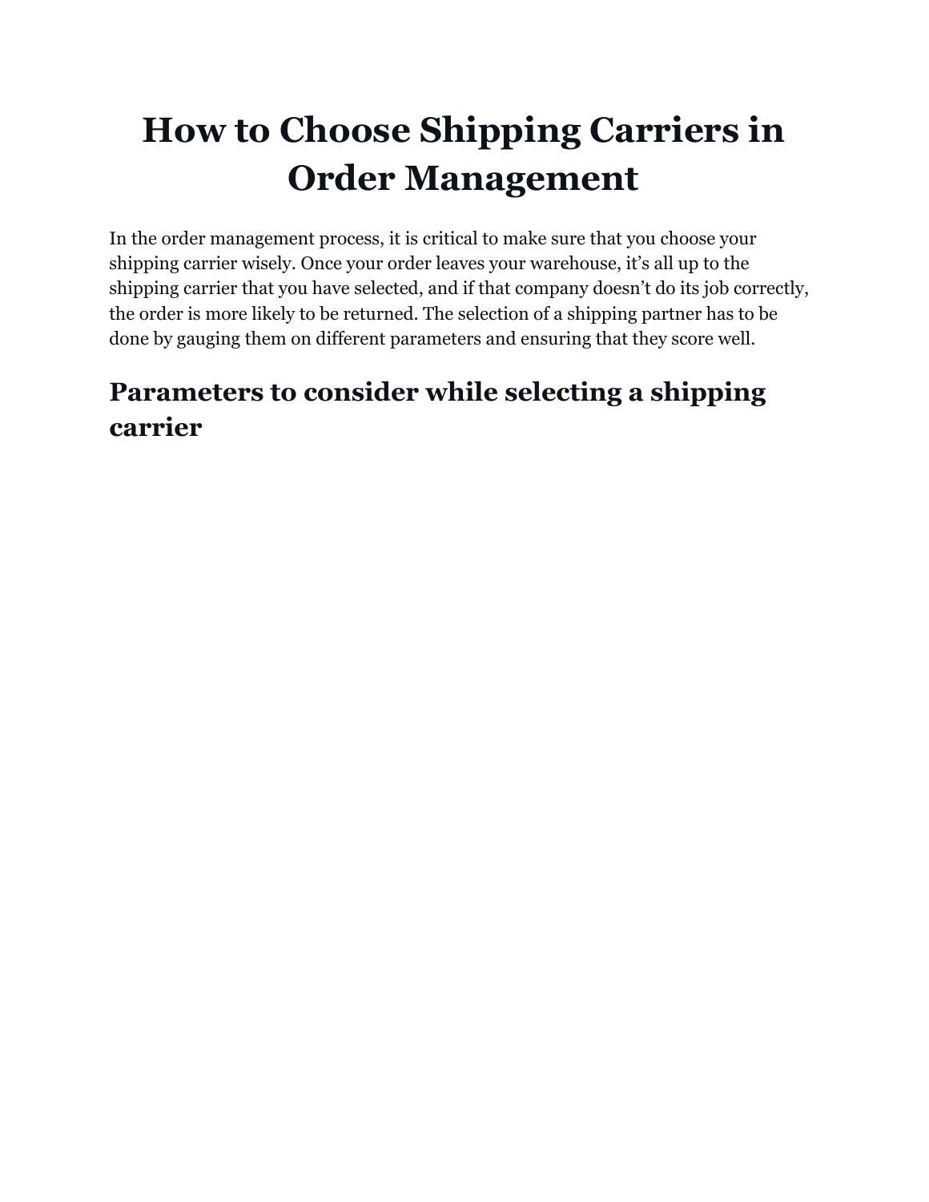# How to Choose Shipping Carriers in Order Management

In the order management process, it is critical to make sure that you choose your shipping carrier wisely. Once your order leaves your warehouse, it’s all up to the shipping carrier that you have selected, and if that company doesn’t do its job correctly, the order is more likely to be returned. The selection of a shipping partner has to be done by gauging them on different parameters and ensuring that they score well.

## Parameters to consider while selecting a shipping carrier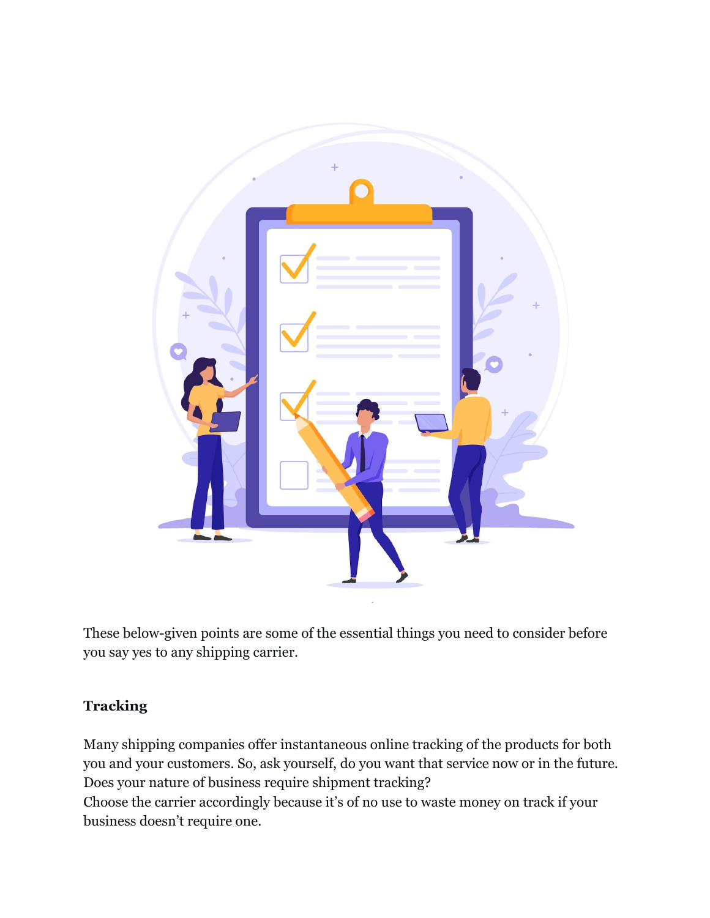These below-given points are some of the essential things you need to consider before you say yes to any shipping carrier.

### Tracking

Many shipping companies offer instantaneous online tracking of the products for both you and your customers. So, ask yourself, do you want that service now or in the future. Does your nature of business require shipment tracking?
Choose the carrier accordingly because it's of no use to waste money on track if your business doesn't require one.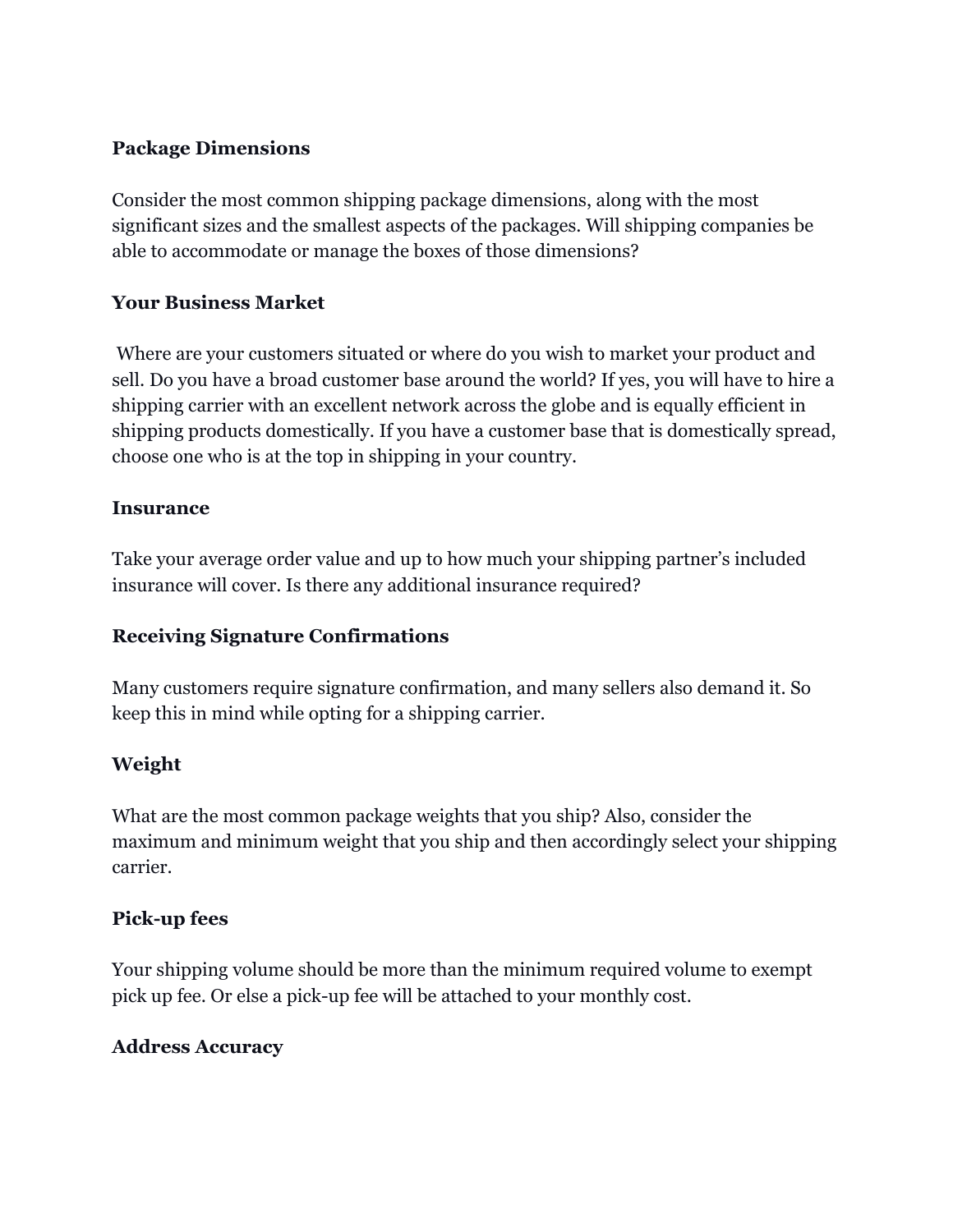**Package Dimensions**

Consider the most common shipping package dimensions, along with the most significant sizes and the smallest aspects of the packages. Will shipping companies be able to accommodate or manage the boxes of those dimensions?

**Your Business Market**

Where are your customers situated or where do you wish to market your product and sell. Do you have a broad customer base around the world? If yes, you will have to hire a shipping carrier with an excellent network across the globe and is equally efficient in shipping products domestically. If you have a customer base that is domestically spread, choose one who is at the top in shipping in your country.

**Insurance**

Take your average order value and up to how much your shipping partner's included insurance will cover. Is there any additional insurance required?

**Receiving Signature Confirmations**

Many customers require signature confirmation, and many sellers also demand it. So keep this in mind while opting for a shipping carrier.

**Weight**

What are the most common package weights that you ship? Also, consider the maximum and minimum weight that you ship and then accordingly select your shipping carrier.

**Pick-up fees**

Your shipping volume should be more than the minimum required volume to exempt pick up fee. Or else a pick-up fee will be attached to your monthly cost.

**Address Accuracy**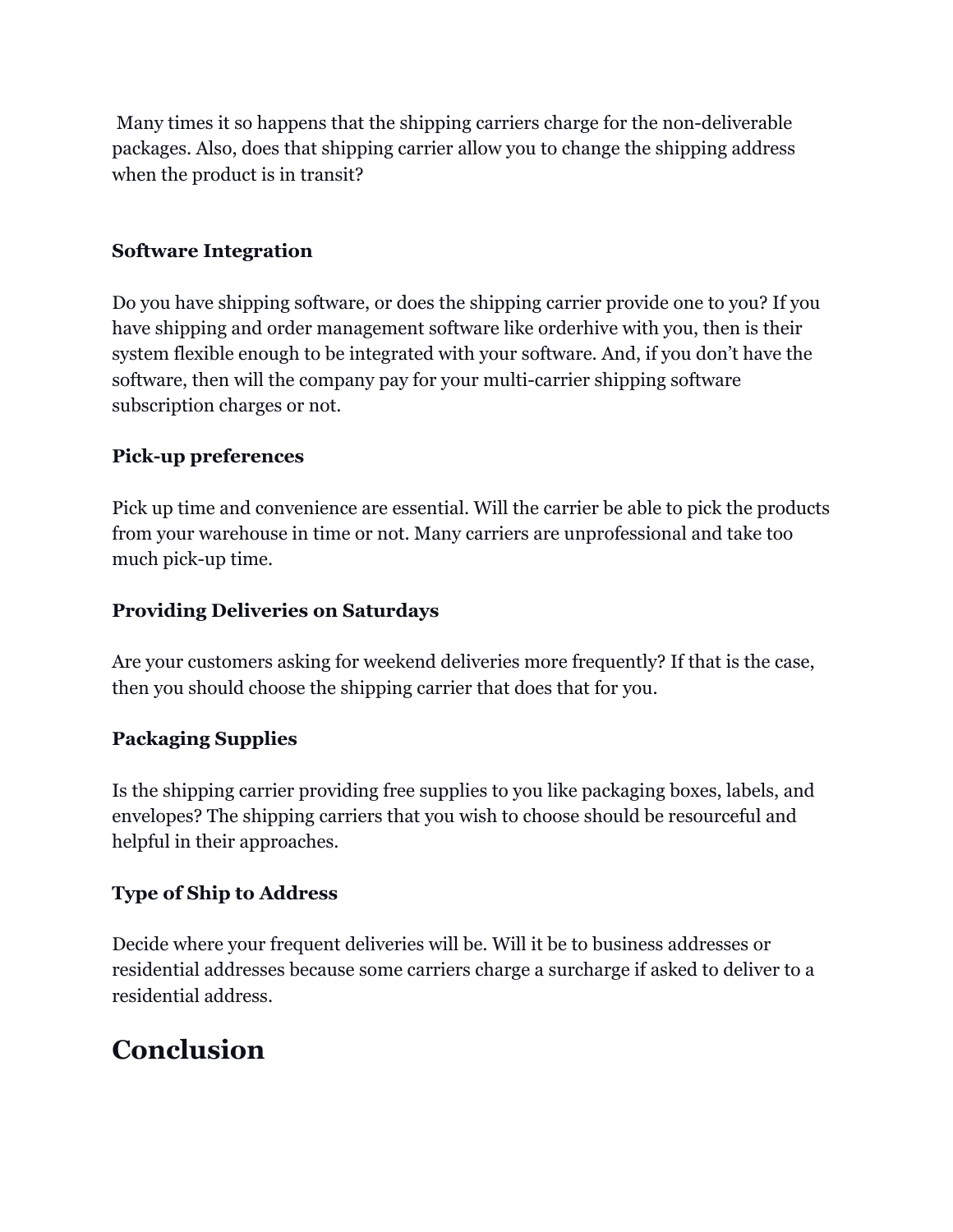Many times it so happens that the shipping carriers charge for the non-deliverable packages. Also, does that shipping carrier allow you to change the shipping address when the product is in transit?

**Software Integration**

Do you have shipping software, or does the shipping carrier provide one to you? If you have shipping and order management software like orderhive with you, then is their system flexible enough to be integrated with your software. And, if you don't have the software, then will the company pay for your multi-carrier shipping software subscription charges or not.

**Pick-up preferences**

Pick up time and convenience are essential. Will the carrier be able to pick the products from your warehouse in time or not. Many carriers are unprofessional and take too much pick-up time.

**Providing Deliveries on Saturdays**

Are your customers asking for weekend deliveries more frequently? If that is the case, then you should choose the shipping carrier that does that for you.

**Packaging Supplies**

Is the shipping carrier providing free supplies to you like packaging boxes, labels, and envelopes? The shipping carriers that you wish to choose should be resourceful and helpful in their approaches.

**Type of Ship to Address**

Decide where your frequent deliveries will be. Will it be to business addresses or residential addresses because some carriers charge a surcharge if asked to deliver to a residential address.

## Conclusion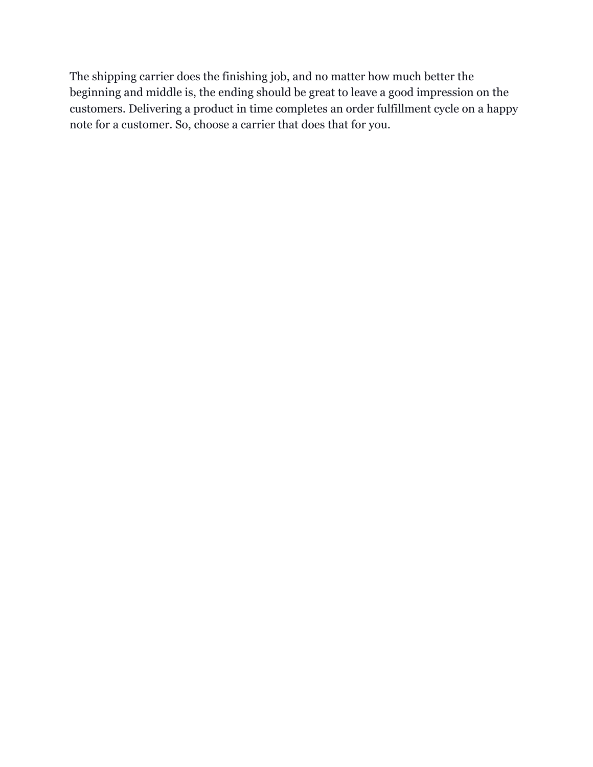The shipping carrier does the finishing job, and no matter how much better the beginning and middle is, the ending should be great to leave a good impression on the customers. Delivering a product in time completes an order fulfillment cycle on a happy note for a customer. So, choose a carrier that does that for you.